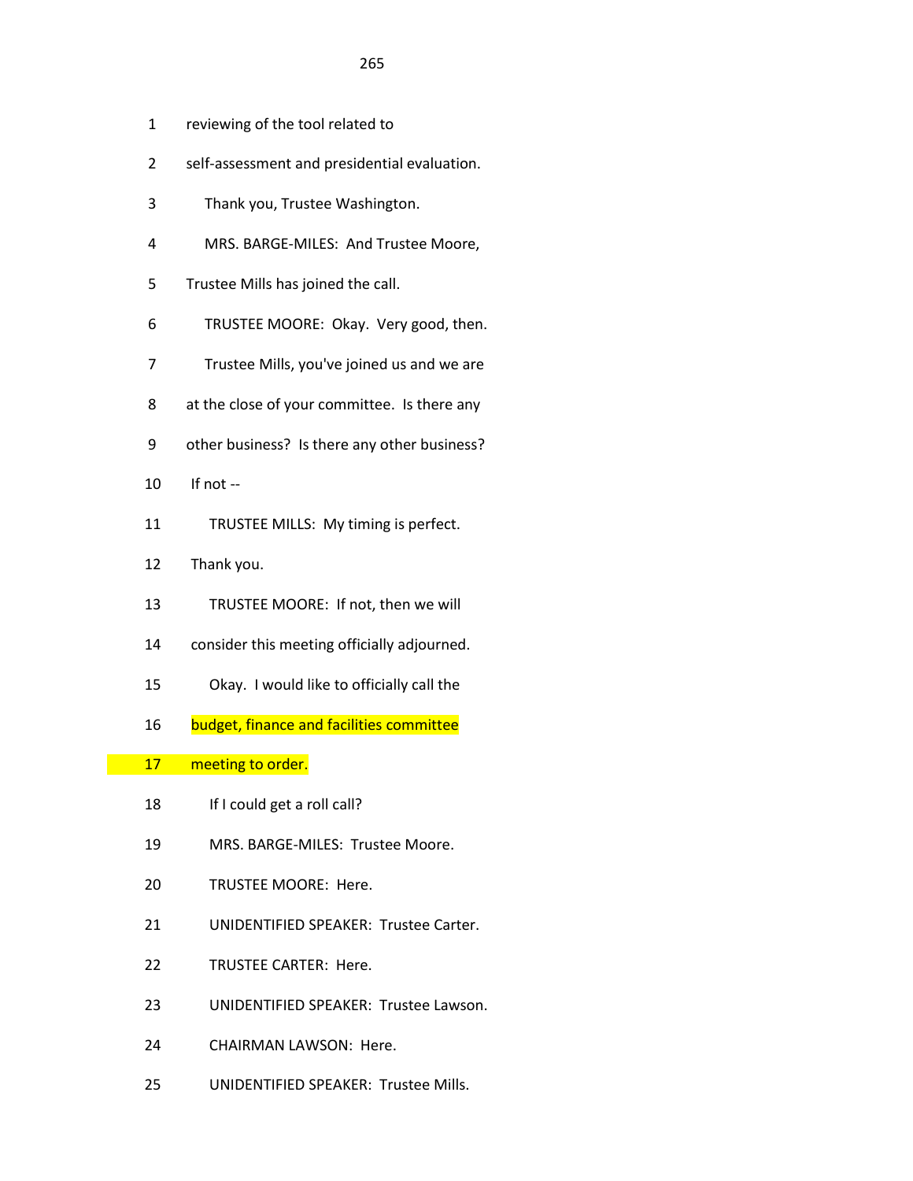1 reviewing of the tool related to

2 self-assessment and presidential evaluation.

3 Thank you, Trustee Washington.

4 MRS. BARGE-MILES: And Trustee Moore,

5 Trustee Mills has joined the call.

6 TRUSTEE MOORE: Okay. Very good, then.

7 Trustee Mills, you've joined us and we are

8 at the close of your committee. Is there any

9 other business? Is there any other business?

10 If not --

11 TRUSTEE MILLS: My timing is perfect.

12 Thank you.

13 TRUSTEE MOORE: If not, then we will

14 consider this meeting officially adjourned.

15 Okay. I would like to officially call the

16 budget, finance and facilities committee

17 meeting to order.

18 If I could get a roll call?

19 MRS. BARGE-MILES: Trustee Moore.

20 TRUSTEE MOORE: Here.

21 UNIDENTIFIED SPEAKER: Trustee Carter.

22 TRUSTEE CARTER: Here.

23 UNIDENTIFIED SPEAKER: Trustee Lawson.

24 CHAIRMAN LAWSON: Here.

25 UNIDENTIFIED SPEAKER: Trustee Mills.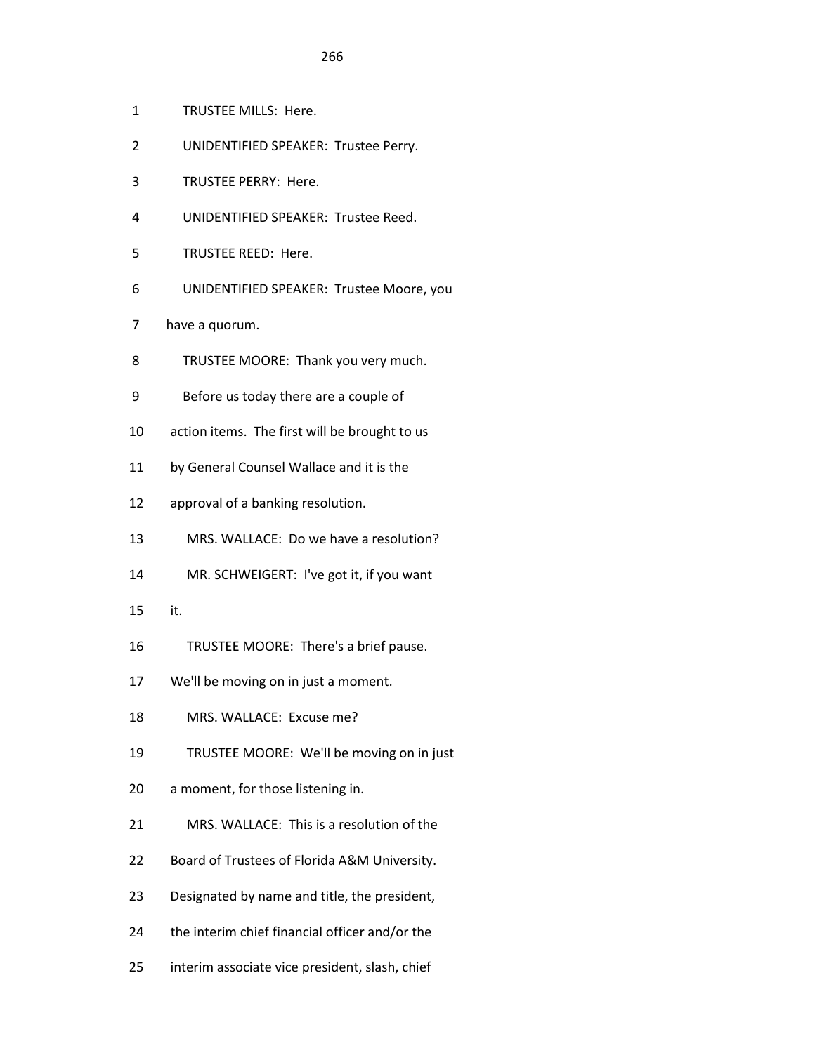1 TRUSTEE MILLS: Here.

2 UNIDENTIFIED SPEAKER: Trustee Perry.

3 TRUSTEE PERRY: Here.

4 UNIDENTIFIED SPEAKER: Trustee Reed.

5 TRUSTEE REED: Here.

6 UNIDENTIFIED SPEAKER: Trustee Moore, you

7 have a quorum.

8 TRUSTEE MOORE: Thank you very much.

9 Before us today there are a couple of

10 action items. The first will be brought to us

11 by General Counsel Wallace and it is the

12 approval of a banking resolution.

13 MRS. WALLACE: Do we have a resolution?

14 MR. SCHWEIGERT: I've got it, if you want

15 it.

16 TRUSTEE MOORE: There's a brief pause.

17 We'll be moving on in just a moment.

18 MRS. WALLACE: Excuse me?

19 TRUSTEE MOORE: We'll be moving on in just

20 a moment, for those listening in.

21 MRS. WALLACE: This is a resolution of the

22 Board of Trustees of Florida A&M University.

23 Designated by name and title, the president,

24 the interim chief financial officer and/or the

25 interim associate vice president, slash, chief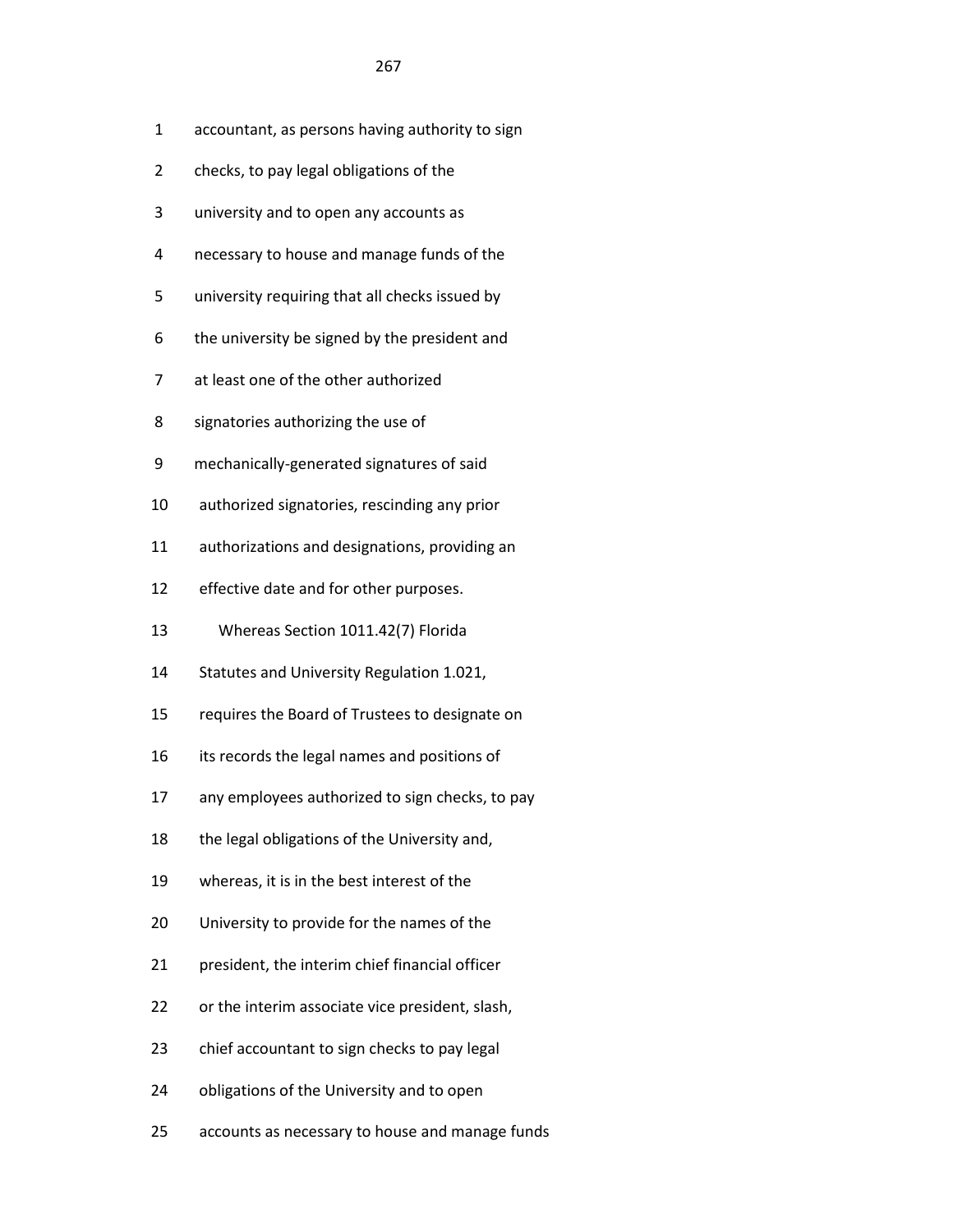1 accountant, as persons having authority to sign

2 checks, to pay legal obligations of the

3 university and to open any accounts as

4 necessary to house and manage funds of the

5 university requiring that all checks issued by

6 the university be signed by the president and

7 at least one of the other authorized

8 signatories authorizing the use of

9 mechanically-generated signatures of said

10 authorized signatories, rescinding any prior

11 authorizations and designations, providing an

12 effective date and for other purposes.

13 Whereas Section 1011.42(7) Florida

14 Statutes and University Regulation 1.021,

15 requires the Board of Trustees to designate on

16 its records the legal names and positions of

17 any employees authorized to sign checks, to pay

18 the legal obligations of the University and,

19 whereas, it is in the best interest of the

20 University to provide for the names of the

21 president, the interim chief financial officer

22 or the interim associate vice president, slash,

23 chief accountant to sign checks to pay legal

24 obligations of the University and to open

25 accounts as necessary to house and manage funds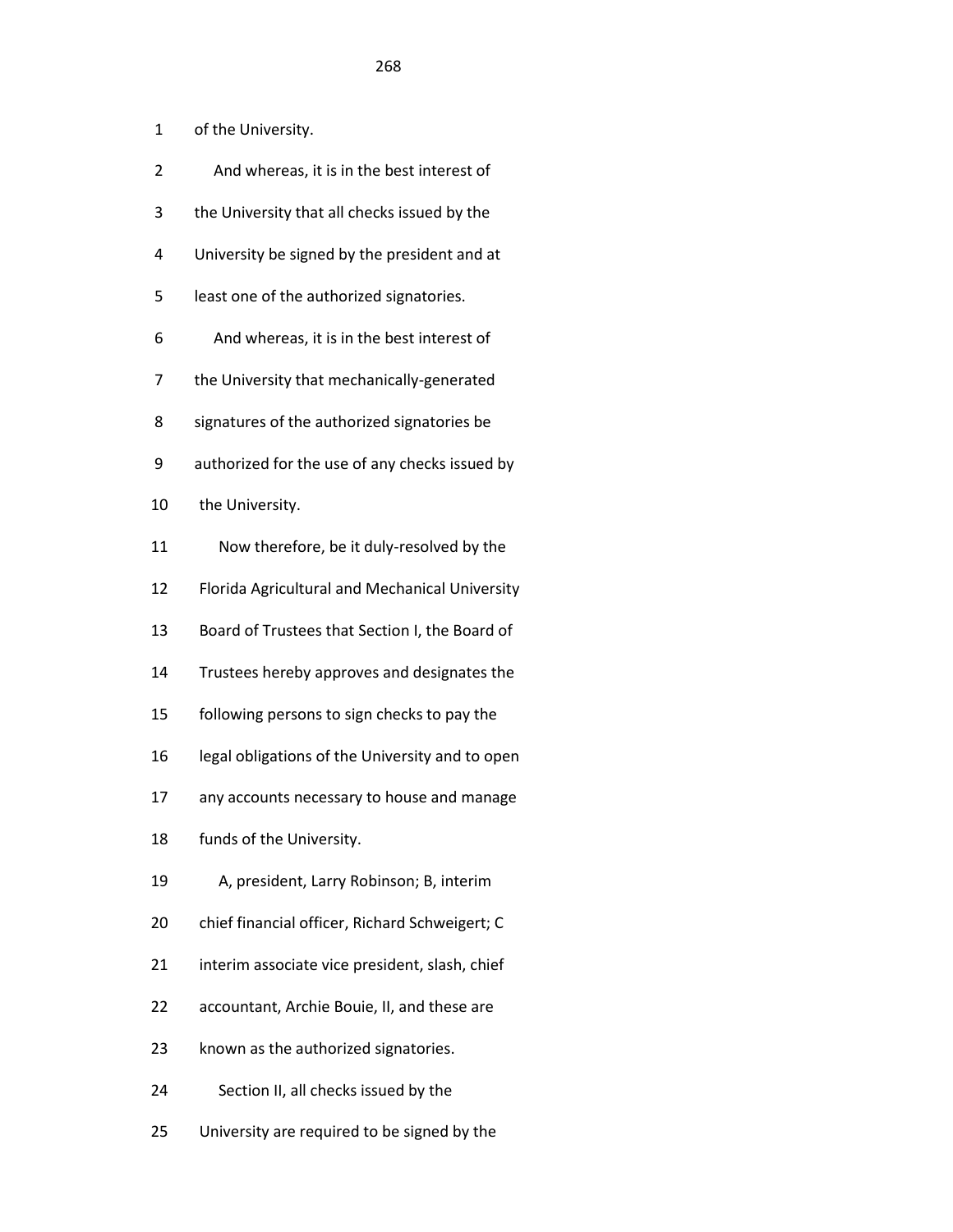1 of the University.

2 And whereas, it is in the best interest of

3 the University that all checks issued by the

4 University be signed by the president and at

5 least one of the authorized signatories.

6 And whereas, it is in the best interest of

7 the University that mechanically-generated

8 signatures of the authorized signatories be

9 authorized for the use of any checks issued by

10 the University.

11 Now therefore, be it duly-resolved by the

12 Florida Agricultural and Mechanical University

13 Board of Trustees that Section I, the Board of

14 Trustees hereby approves and designates the

15 following persons to sign checks to pay the

16 legal obligations of the University and to open

17 any accounts necessary to house and manage

18 funds of the University.

19 A, president, Larry Robinson; B, interim

20 chief financial officer, Richard Schweigert; C

21 interim associate vice president, slash, chief

22 accountant, Archie Bouie, II, and these are

23 known as the authorized signatories.

24 Section II, all checks issued by the

25 University are required to be signed by the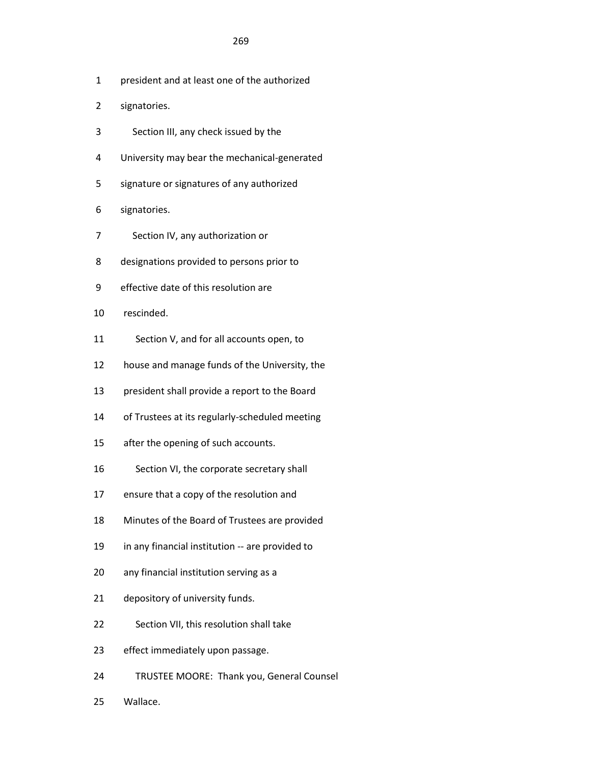1 president and at least one of the authorized

2 signatories.

3 Section III, any check issued by the

4 University may bear the mechanical-generated

5 signature or signatures of any authorized

6 signatories.

7 Section IV, any authorization or

8 designations provided to persons prior to

9 effective date of this resolution are

10 rescinded.

11 Section V, and for all accounts open, to

12 house and manage funds of the University, the

13 president shall provide a report to the Board

14 of Trustees at its regularly-scheduled meeting

15 after the opening of such accounts.

16 Section VI, the corporate secretary shall

17 ensure that a copy of the resolution and

18 Minutes of the Board of Trustees are provided

19 in any financial institution -- are provided to

20 any financial institution serving as a

21 depository of university funds.

22 Section VII, this resolution shall take

23 effect immediately upon passage.

24 TRUSTEE MOORE: Thank you, General Counsel

25 Wallace.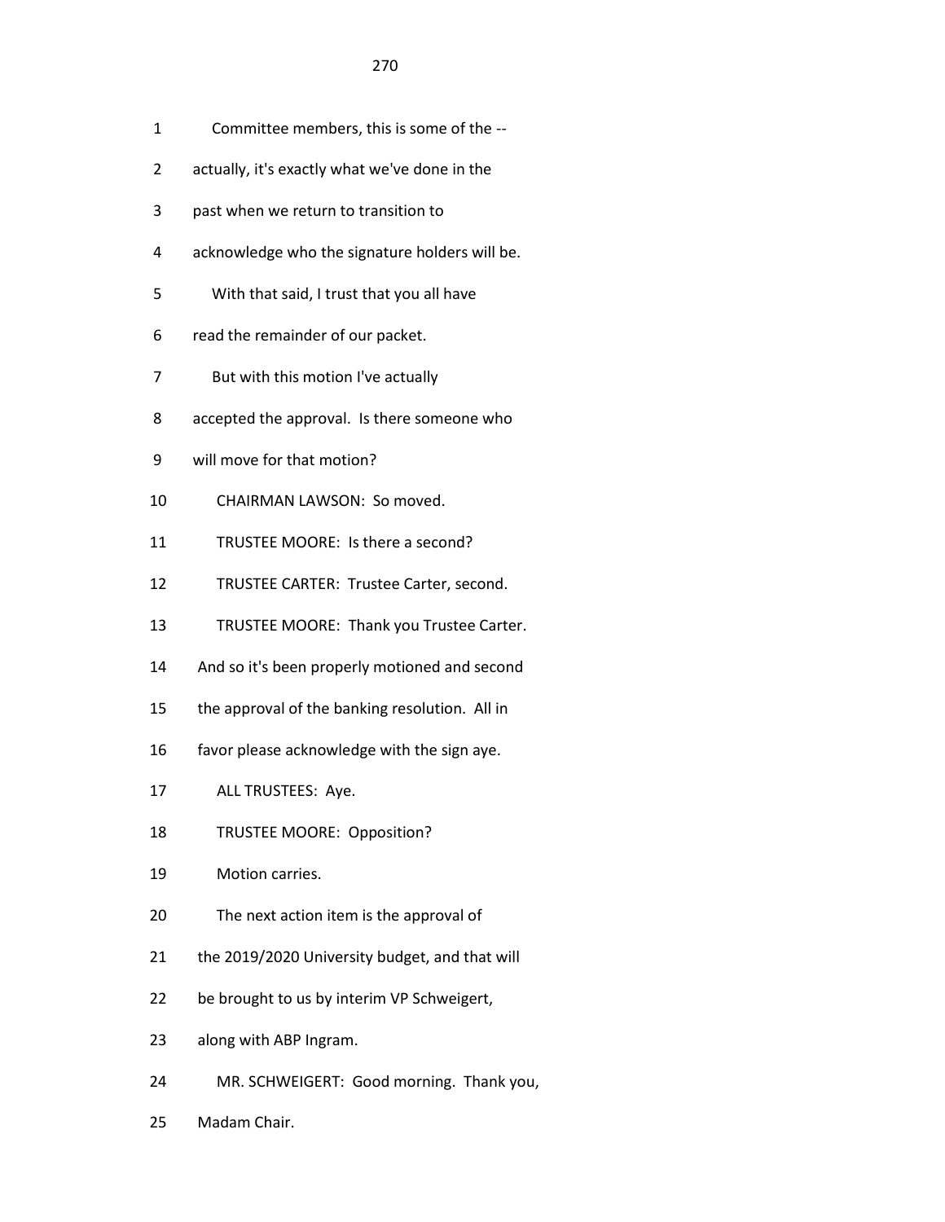Committee members, this is some of the -- actually, it's exactly what we've done in the past when we return to transition to acknowledge who the signature holders will be.

With that said, I trust that you all have read the remainder of our packet.

But with this motion I've actually accepted the approval. Is there someone who will move for that motion?

CHAIRMAN LAWSON: So moved.

TRUSTEE MOORE: Is there a second?

TRUSTEE CARTER: Trustee Carter, second.

TRUSTEE MOORE: Thank you Trustee Carter. And so it's been properly motioned and second the approval of the banking resolution. All in favor please acknowledge with the sign aye.

ALL TRUSTEES: Aye.

TRUSTEE MOORE: Opposition?

Motion carries.

The next action item is the approval of the 2019/2020 University budget, and that will be brought to us by interim VP Schweigert, along with ABP Ingram.

MR. SCHWEIGERT: Good morning. Thank you, Madam Chair.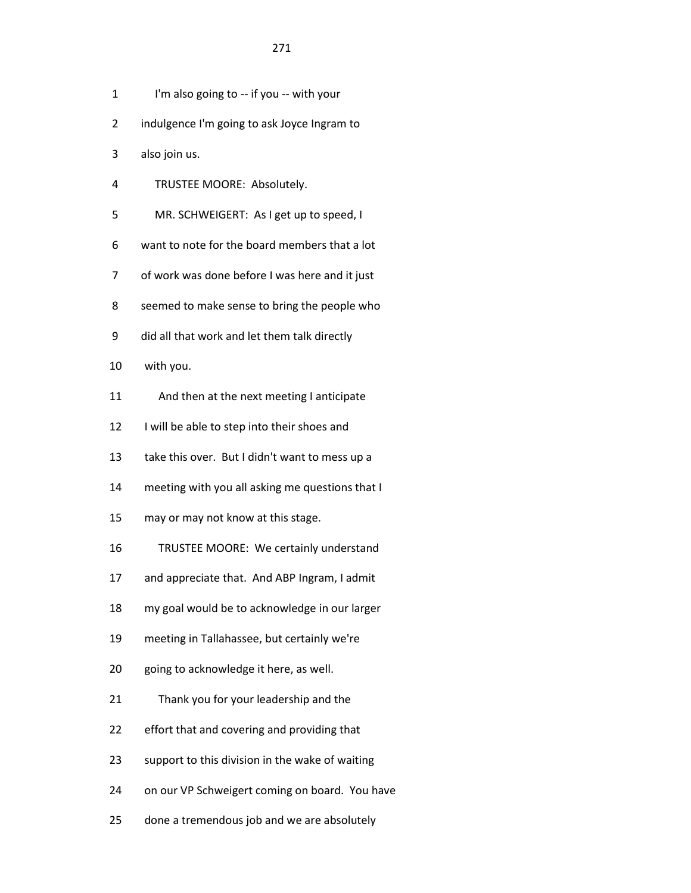1 I'm also going to -- if you -- with your

2 indulgence I'm going to ask Joyce Ingram to

3 also join us.

4 TRUSTEE MOORE: Absolutely.

5 MR. SCHWEIGERT: As I get up to speed, I

6 want to note for the board members that a lot

7 of work was done before I was here and it just

8 seemed to make sense to bring the people who

9 did all that work and let them talk directly

10 with you.

11 And then at the next meeting I anticipate

12 I will be able to step into their shoes and

13 take this over. But I didn't want to mess up a

14 meeting with you all asking me questions that I

15 may or may not know at this stage.

16 TRUSTEE MOORE: We certainly understand

17 and appreciate that. And ABP Ingram, I admit

18 my goal would be to acknowledge in our larger

19 meeting in Tallahassee, but certainly we're

20 going to acknowledge it here, as well.

21 Thank you for your leadership and the

22 effort that and covering and providing that

23 support to this division in the wake of waiting

24 on our VP Schweigert coming on board. You have

25 done a tremendous job and we are absolutely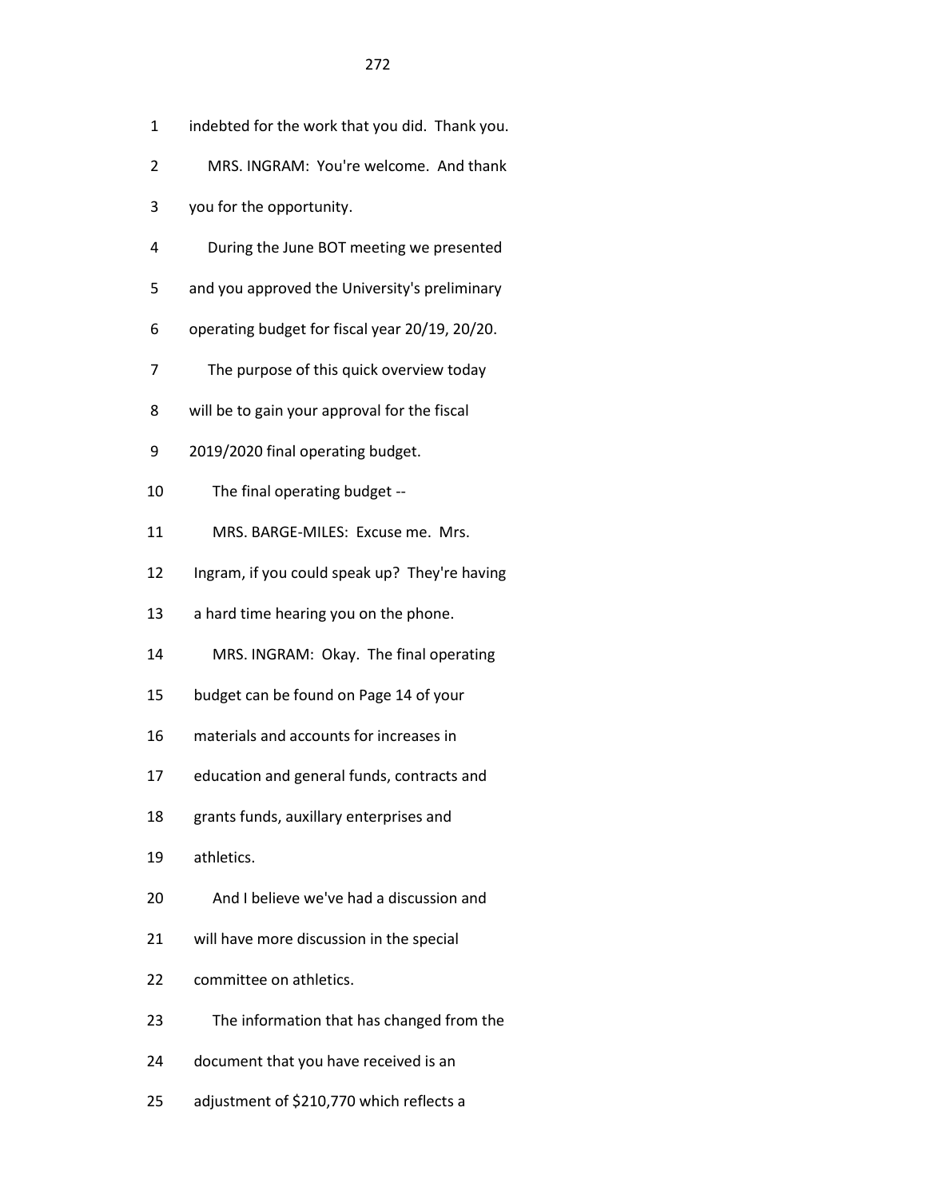1 indebted for the work that you did. Thank you.

2 MRS. INGRAM: You're welcome. And thank

3 you for the opportunity.

4 During the June BOT meeting we presented

5 and you approved the University's preliminary

6 operating budget for fiscal year 20/19, 20/20.

7 The purpose of this quick overview today

8 will be to gain your approval for the fiscal

9 2019/2020 final operating budget.

10 The final operating budget --

11 MRS. BARGE-MILES: Excuse me. Mrs.

12 Ingram, if you could speak up? They're having

13 a hard time hearing you on the phone.

14 MRS. INGRAM: Okay. The final operating

15 budget can be found on Page 14 of your

16 materials and accounts for increases in

17 education and general funds, contracts and

18 grants funds, auxillary enterprises and

19 athletics.

20 And I believe we've had a discussion and

21 will have more discussion in the special

22 committee on athletics.

23 The information that has changed from the

24 document that you have received is an

25 adjustment of $210,770 which reflects a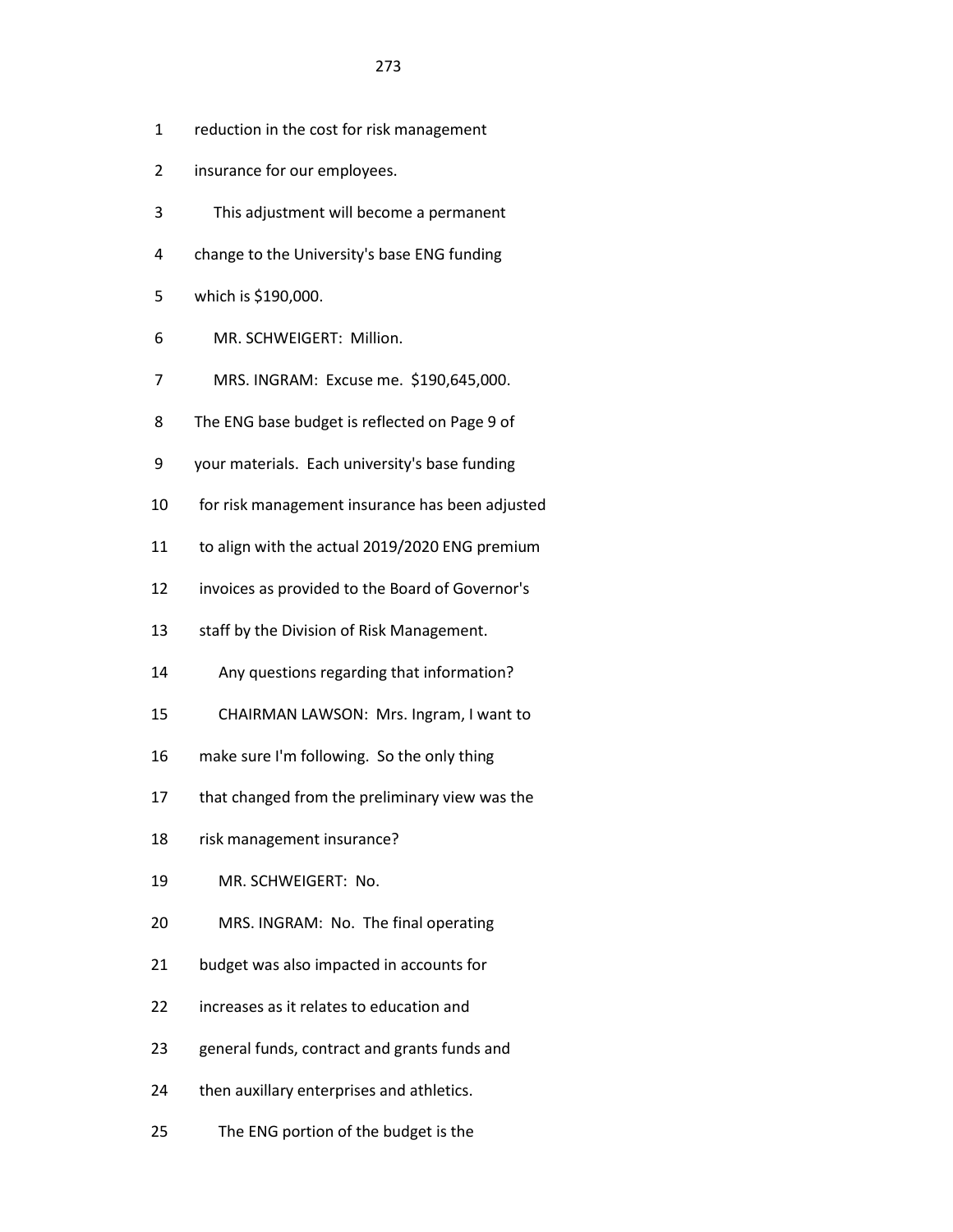1 reduction in the cost for risk management

2 insurance for our employees.

3 This adjustment will become a permanent

4 change to the University's base ENG funding

5 which is $190,000.

6 MR. SCHWEIGERT: Million.

7 MRS. INGRAM: Excuse me. $190,645,000.

8 The ENG base budget is reflected on Page 9 of

9 your materials. Each university's base funding

10 for risk management insurance has been adjusted

11 to align with the actual 2019/2020 ENG premium

12 invoices as provided to the Board of Governor's

13 staff by the Division of Risk Management.

14 Any questions regarding that information?

15 CHAIRMAN LAWSON: Mrs. Ingram, I want to

16 make sure I'm following. So the only thing

17 that changed from the preliminary view was the

18 risk management insurance?

19 MR. SCHWEIGERT: No.

20 MRS. INGRAM: No. The final operating

21 budget was also impacted in accounts for

22 increases as it relates to education and

23 general funds, contract and grants funds and

24 then auxillary enterprises and athletics.

25 The ENG portion of the budget is the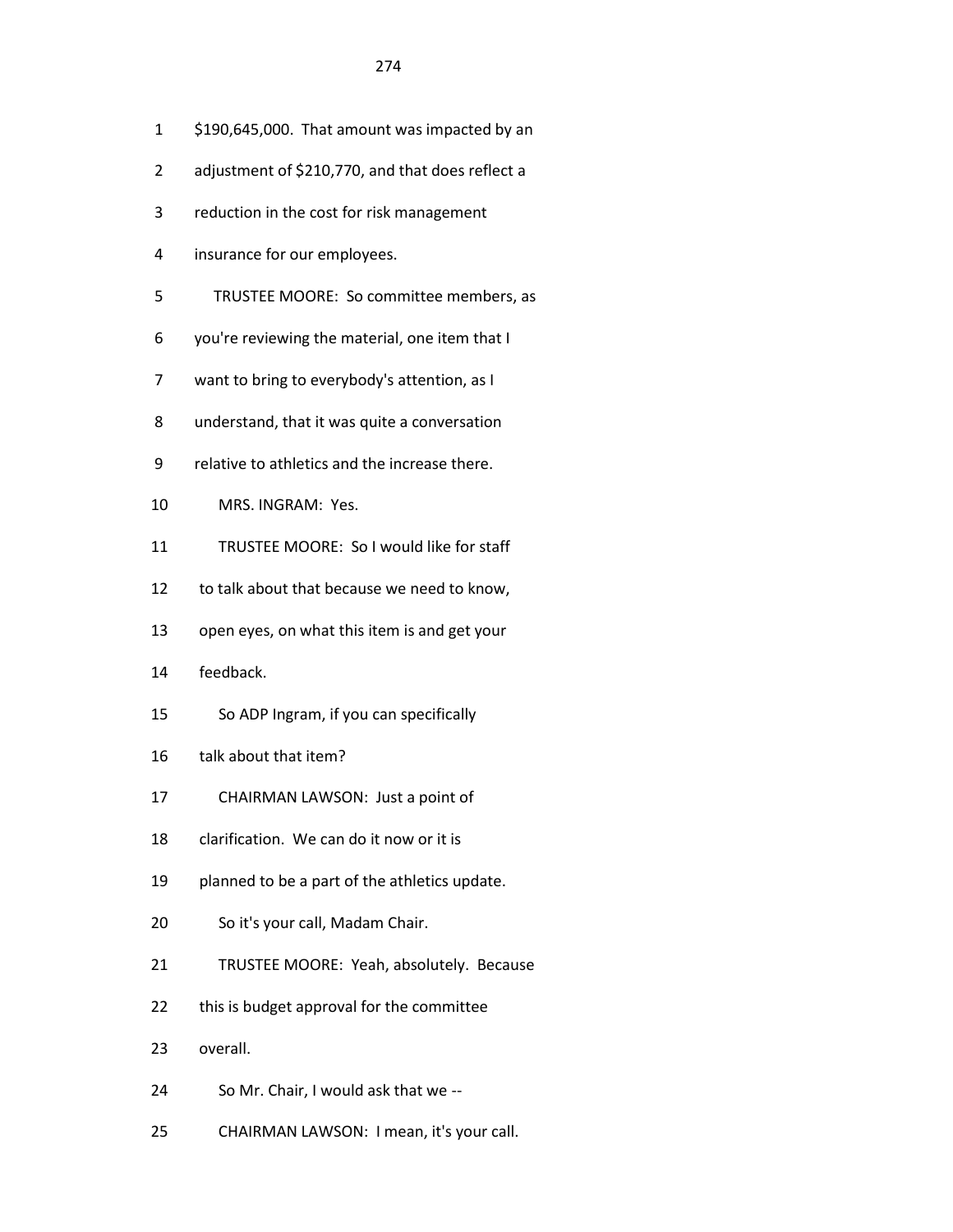$190,645,000. That amount was impacted by an adjustment of $210,770, and that does reflect a reduction in the cost for risk management insurance for our employees.

TRUSTEE MOORE: So committee members, as you're reviewing the material, one item that I want to bring to everybody's attention, as I understand, that it was quite a conversation relative to athletics and the increase there.

MRS. INGRAM: Yes.

TRUSTEE MOORE: So I would like for staff to talk about that because we need to know, open eyes, on what this item is and get your feedback.

So ADP Ingram, if you can specifically talk about that item?

CHAIRMAN LAWSON: Just a point of clarification. We can do it now or it is planned to be a part of the athletics update.

So it's your call, Madam Chair.

TRUSTEE MOORE: Yeah, absolutely. Because this is budget approval for the committee overall.

So Mr. Chair, I would ask that we --

CHAIRMAN LAWSON: I mean, it's your call.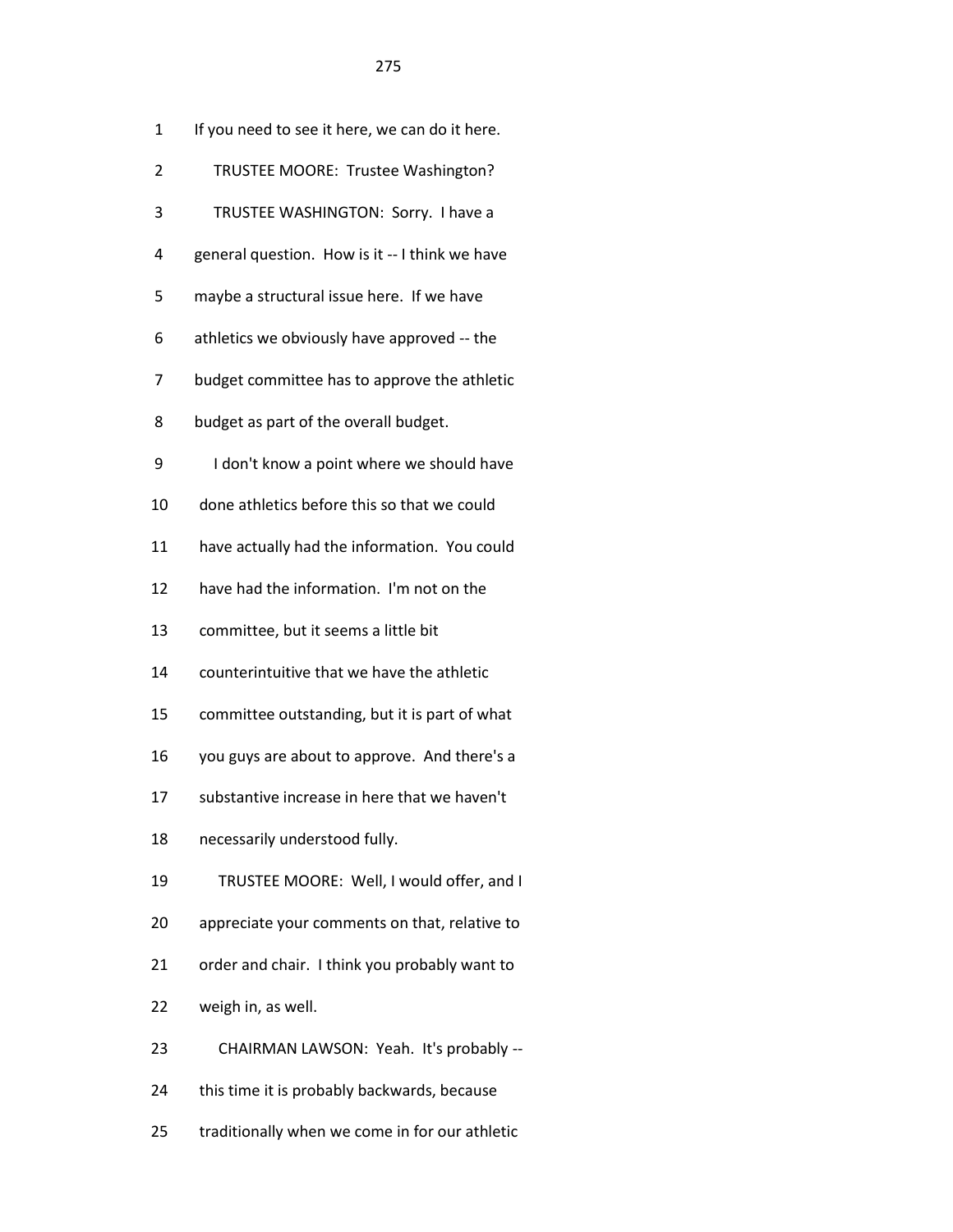If you need to see it here, we can do it here.

TRUSTEE MOORE: Trustee Washington?

TRUSTEE WASHINGTON: Sorry. I have a general question. How is it -- I think we have maybe a structural issue here. If we have athletics we obviously have approved -- the budget committee has to approve the athletic budget as part of the overall budget.

I don't know a point where we should have done athletics before this so that we could have actually had the information. You could have had the information. I'm not on the committee, but it seems a little bit counterintuitive that we have the athletic committee outstanding, but it is part of what you guys are about to approve. And there's a substantive increase in here that we haven't necessarily understood fully.

TRUSTEE MOORE: Well, I would offer, and I appreciate your comments on that, relative to order and chair. I think you probably want to weigh in, as well.

CHAIRMAN LAWSON: Yeah. It's probably -- this time it is probably backwards, because traditionally when we come in for our athletic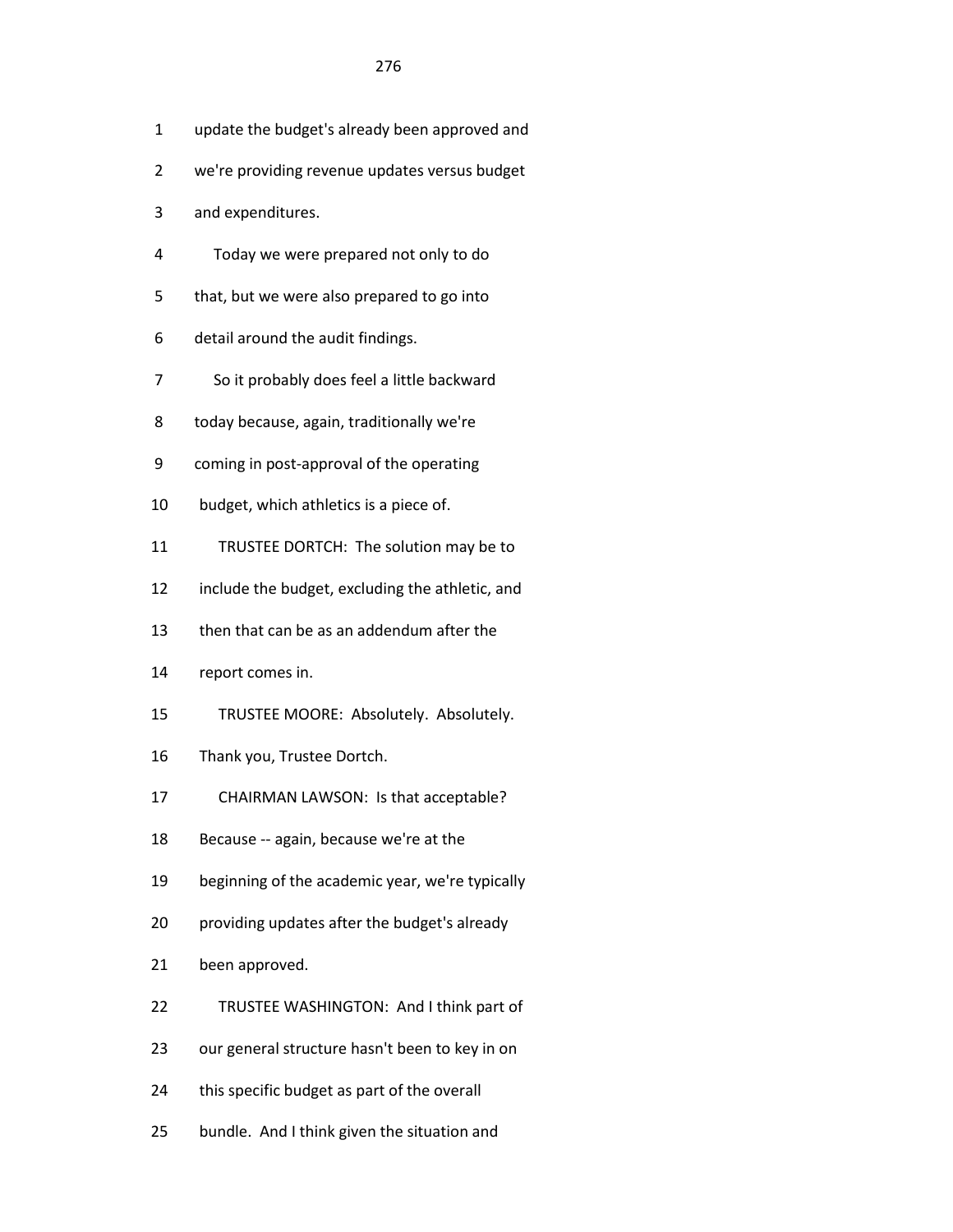update the budget's already been approved and we're providing revenue updates versus budget and expenditures.

Today we were prepared not only to do that, but we were also prepared to go into detail around the audit findings.

So it probably does feel a little backward today because, again, traditionally we're coming in post-approval of the operating budget, which athletics is a piece of.

TRUSTEE DORTCH: The solution may be to include the budget, excluding the athletic, and then that can be as an addendum after the report comes in.

TRUSTEE MOORE: Absolutely. Absolutely. Thank you, Trustee Dortch.

CHAIRMAN LAWSON: Is that acceptable? Because -- again, because we're at the beginning of the academic year, we're typically providing updates after the budget's already been approved.

TRUSTEE WASHINGTON: And I think part of our general structure hasn't been to key in on this specific budget as part of the overall bundle. And I think given the situation and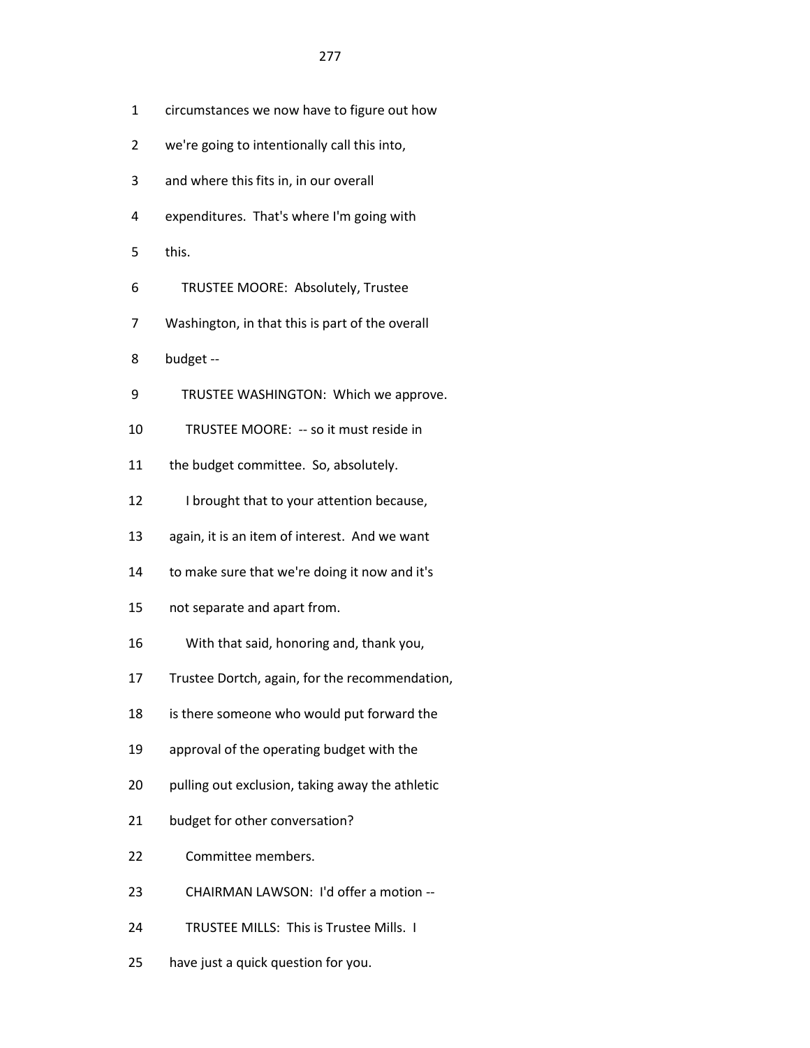1 circumstances we now have to figure out how

2 we're going to intentionally call this into,

3 and where this fits in, in our overall

4 expenditures. That's where I'm going with

5 this.

6 TRUSTEE MOORE: Absolutely, Trustee

7 Washington, in that this is part of the overall

8 budget --

9 TRUSTEE WASHINGTON: Which we approve.

10 TRUSTEE MOORE: -- so it must reside in

11 the budget committee. So, absolutely.

12 I brought that to your attention because,

13 again, it is an item of interest. And we want

14 to make sure that we're doing it now and it's

15 not separate and apart from.

16 With that said, honoring and, thank you,

17 Trustee Dortch, again, for the recommendation,

18 is there someone who would put forward the

19 approval of the operating budget with the

20 pulling out exclusion, taking away the athletic

21 budget for other conversation?

22 Committee members.

23 CHAIRMAN LAWSON: I'd offer a motion --

24 TRUSTEE MILLS: This is Trustee Mills. I

25 have just a quick question for you.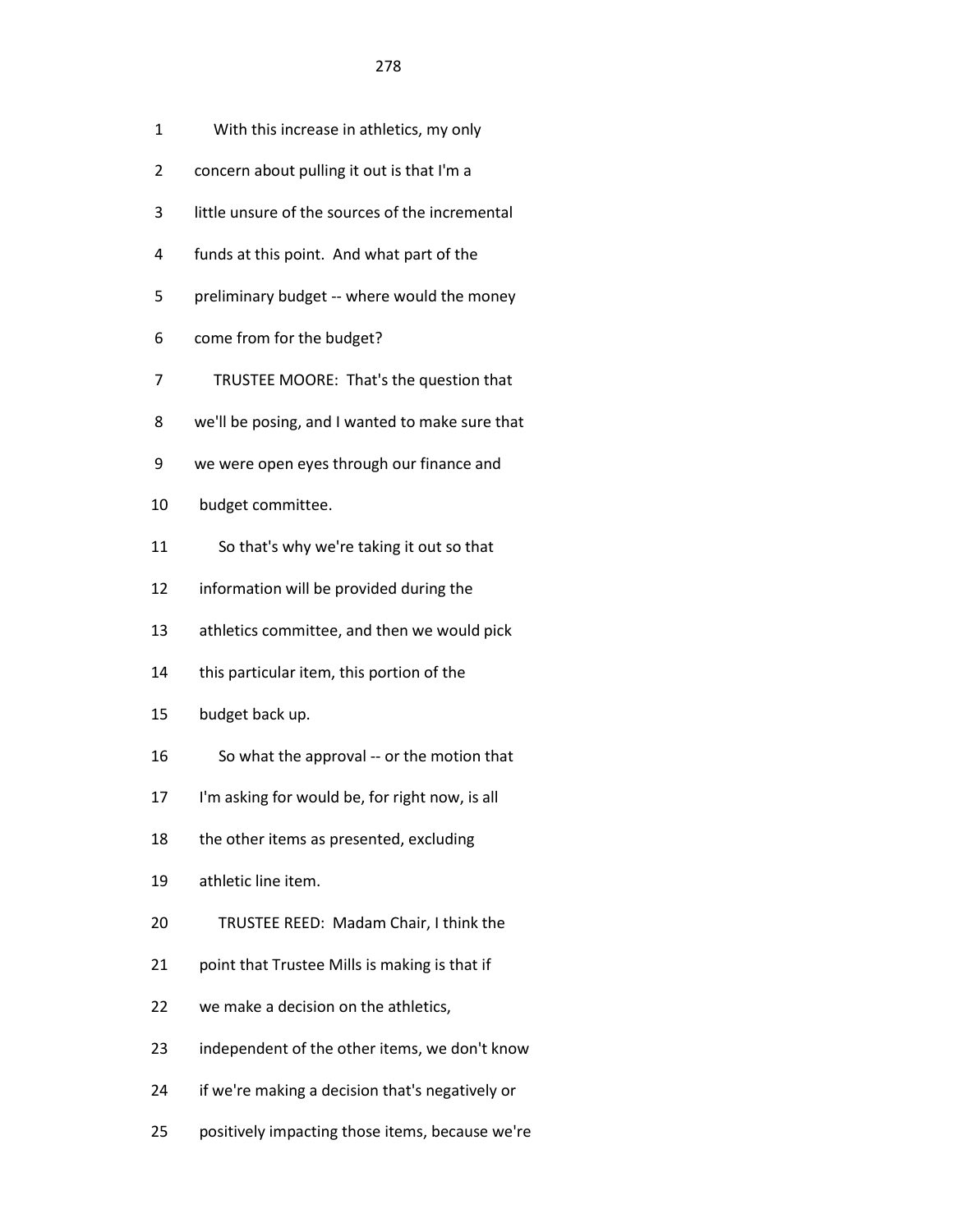1 With this increase in athletics, my only
2 concern about pulling it out is that I'm a
3 little unsure of the sources of the incremental
4 funds at this point. And what part of the
5 preliminary budget -- where would the money
6 come from for the budget?
7 TRUSTEE MOORE: That's the question that
8 we'll be posing, and I wanted to make sure that
9 we were open eyes through our finance and
10 budget committee.
11 So that's why we're taking it out so that
12 information will be provided during the
13 athletics committee, and then we would pick
14 this particular item, this portion of the
15 budget back up.
16 So what the approval -- or the motion that
17 I'm asking for would be, for right now, is all
18 the other items as presented, excluding
19 athletic line item.
20 TRUSTEE REED: Madam Chair, I think the
21 point that Trustee Mills is making is that if
22 we make a decision on the athletics,
23 independent of the other items, we don't know
24 if we're making a decision that's negatively or
25 positively impacting those items, because we're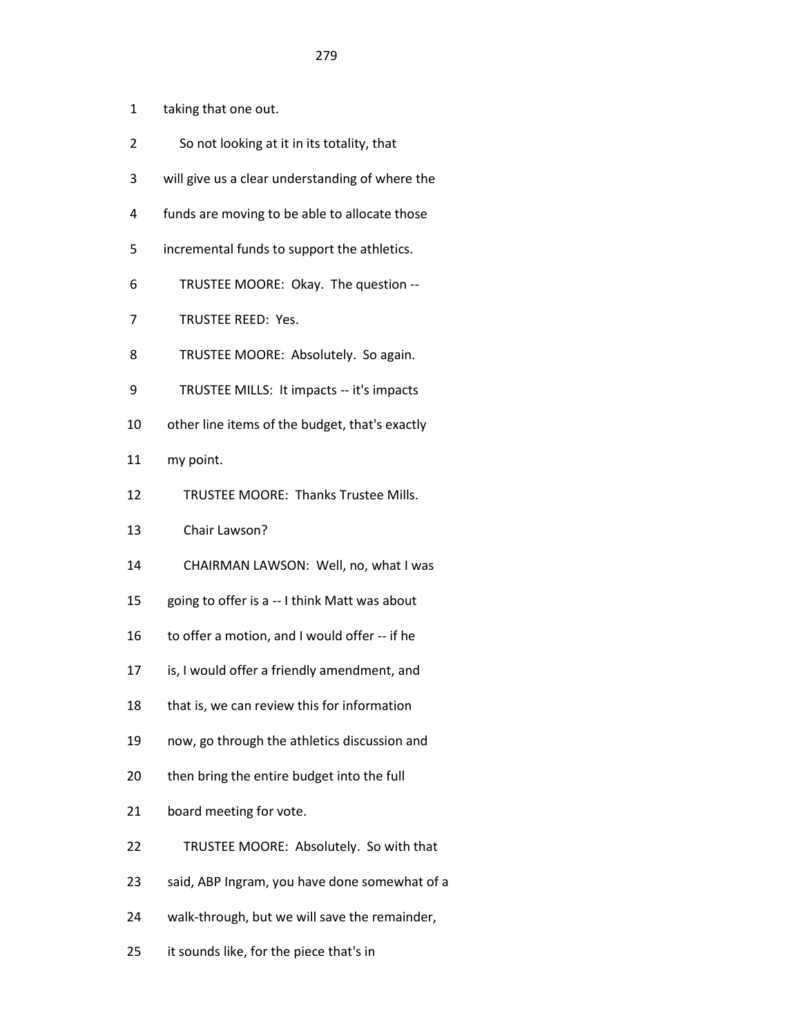taking that one out.

So not looking at it in its totality, that will give us a clear understanding of where the funds are moving to be able to allocate those incremental funds to support the athletics.

TRUSTEE MOORE: Okay. The question --

TRUSTEE REED: Yes.

TRUSTEE MOORE: Absolutely. So again.

TRUSTEE MILLS: It impacts -- it's impacts other line items of the budget, that's exactly my point.

TRUSTEE MOORE: Thanks Trustee Mills.

Chair Lawson?

CHAIRMAN LAWSON: Well, no, what I was going to offer is a -- I think Matt was about to offer a motion, and I would offer -- if he is, I would offer a friendly amendment, and that is, we can review this for information now, go through the athletics discussion and then bring the entire budget into the full board meeting for vote.

TRUSTEE MOORE: Absolutely. So with that said, ABP Ingram, you have done somewhat of a walk-through, but we will save the remainder, it sounds like, for the piece that's in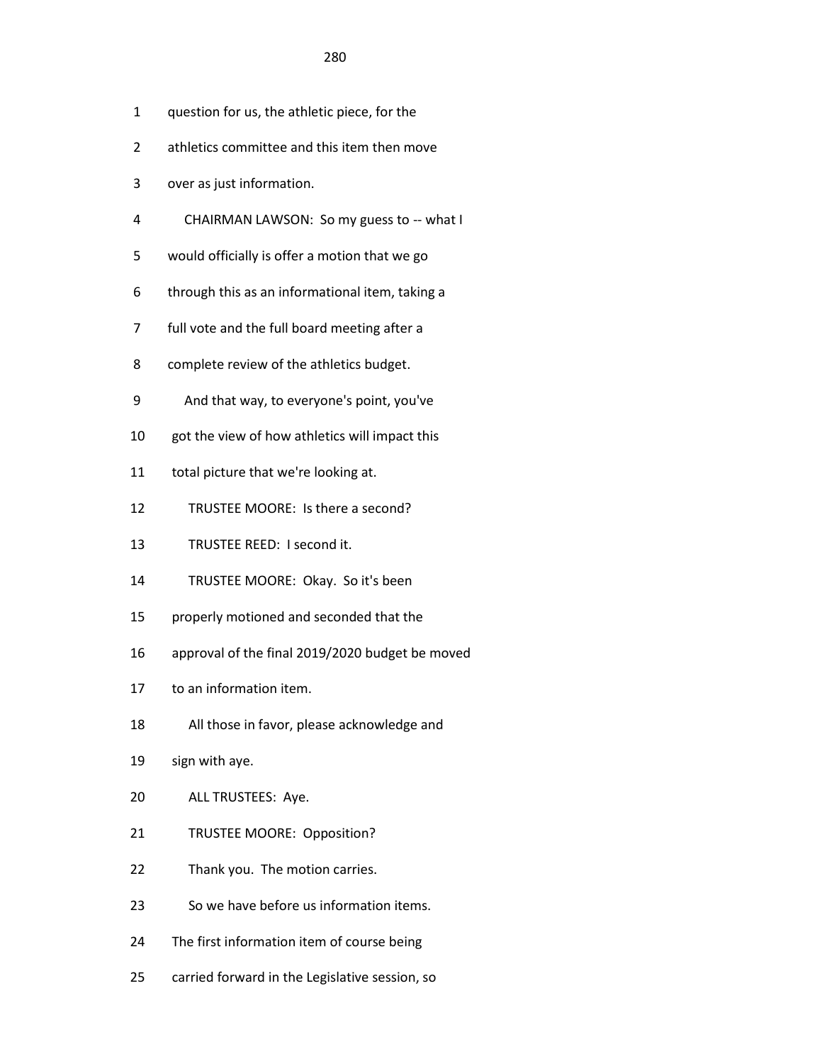1 question for us, the athletic piece, for the

2 athletics committee and this item then move

3 over as just information.

4 CHAIRMAN LAWSON: So my guess to -- what I

5 would officially is offer a motion that we go

6 through this as an informational item, taking a

7 full vote and the full board meeting after a

8 complete review of the athletics budget.

9 And that way, to everyone's point, you've

10 got the view of how athletics will impact this

11 total picture that we're looking at.

12 TRUSTEE MOORE: Is there a second?

13 TRUSTEE REED: I second it.

14 TRUSTEE MOORE: Okay. So it's been

15 properly motioned and seconded that the

16 approval of the final 2019/2020 budget be moved

17 to an information item.

18 All those in favor, please acknowledge and

19 sign with aye.

20 ALL TRUSTEES: Aye.

21 TRUSTEE MOORE: Opposition?

22 Thank you. The motion carries.

23 So we have before us information items.

24 The first information item of course being

25 carried forward in the Legislative session, so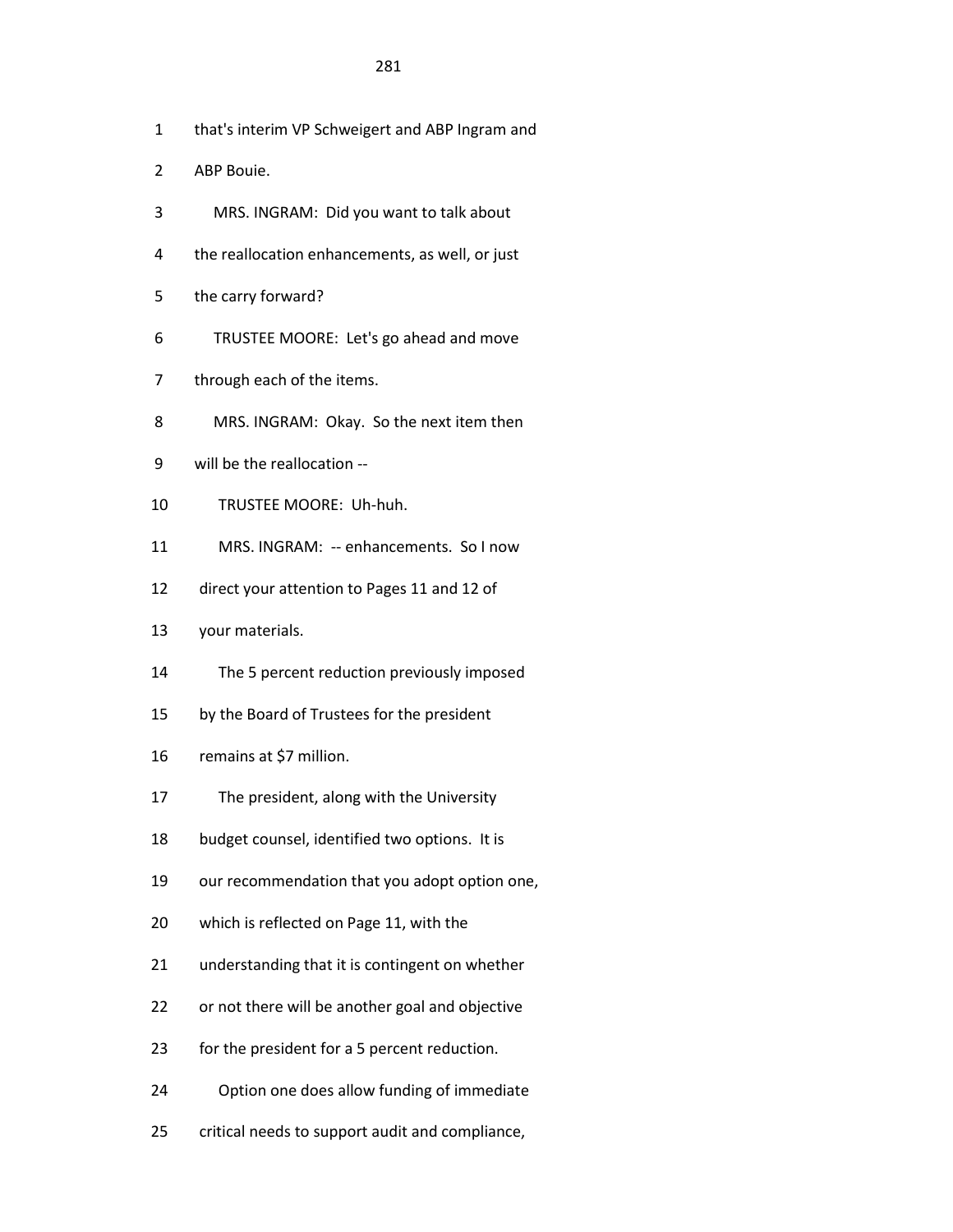1 that's interim VP Schweigert and ABP Ingram and

2 ABP Bouie.

3 MRS. INGRAM: Did you want to talk about

4 the reallocation enhancements, as well, or just

5 the carry forward?

6 TRUSTEE MOORE: Let's go ahead and move

7 through each of the items.

8 MRS. INGRAM: Okay. So the next item then

9 will be the reallocation --

10 TRUSTEE MOORE: Uh-huh.

11 MRS. INGRAM: -- enhancements. So I now

12 direct your attention to Pages 11 and 12 of

13 your materials.

14 The 5 percent reduction previously imposed

15 by the Board of Trustees for the president

16 remains at $7 million.

17 The president, along with the University

18 budget counsel, identified two options. It is

19 our recommendation that you adopt option one,

20 which is reflected on Page 11, with the

21 understanding that it is contingent on whether

22 or not there will be another goal and objective

23 for the president for a 5 percent reduction.

24 Option one does allow funding of immediate

25 critical needs to support audit and compliance,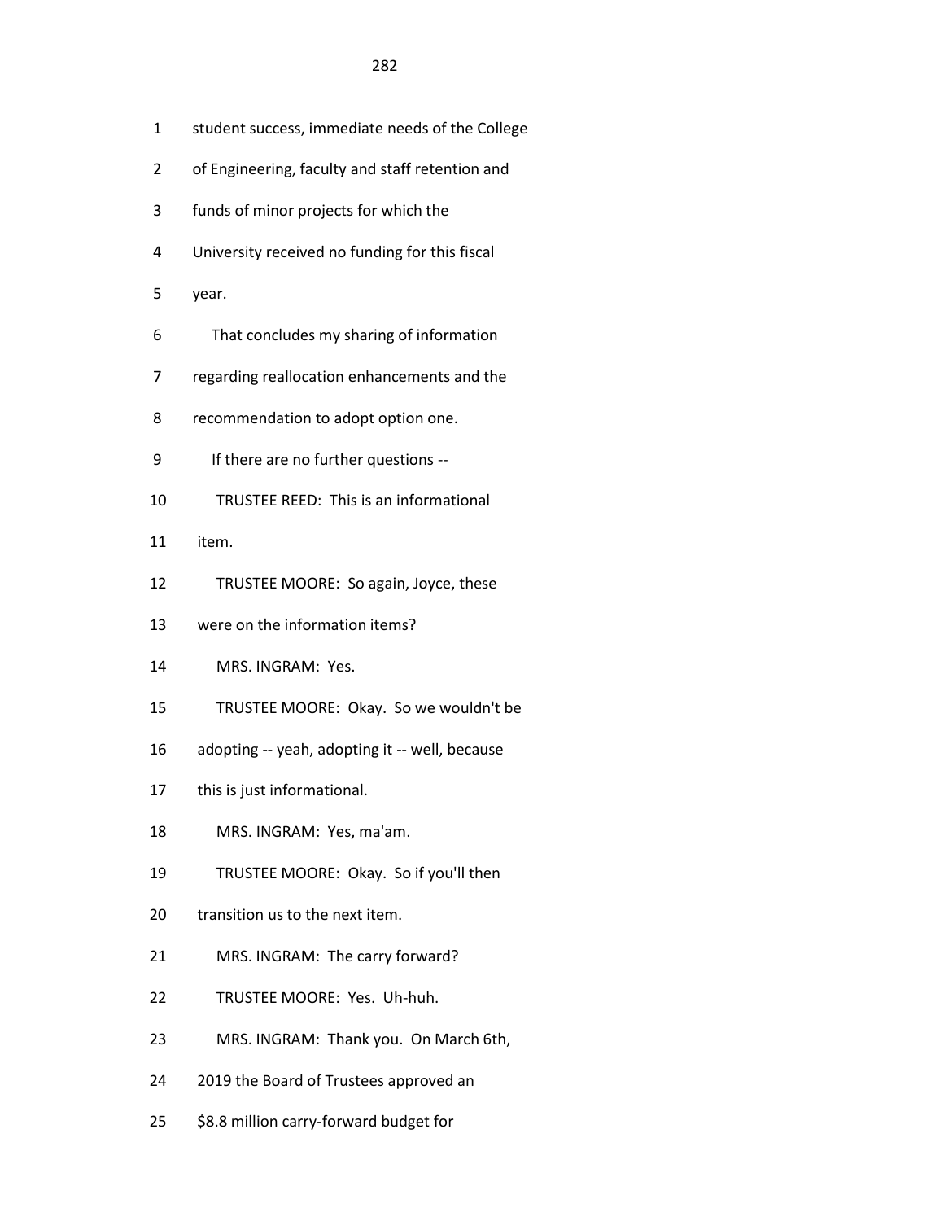1 student success, immediate needs of the College

2 of Engineering, faculty and staff retention and

3 funds of minor projects for which the

4 University received no funding for this fiscal

5 year.

6 That concludes my sharing of information

7 regarding reallocation enhancements and the

8 recommendation to adopt option one.

9 If there are no further questions --

10 TRUSTEE REED: This is an informational

11 item.

12 TRUSTEE MOORE: So again, Joyce, these

13 were on the information items?

14 MRS. INGRAM: Yes.

15 TRUSTEE MOORE: Okay. So we wouldn't be

16 adopting -- yeah, adopting it -- well, because

17 this is just informational.

18 MRS. INGRAM: Yes, ma'am.

19 TRUSTEE MOORE: Okay. So if you'll then

20 transition us to the next item.

21 MRS. INGRAM: The carry forward?

22 TRUSTEE MOORE: Yes. Uh-huh.

23 MRS. INGRAM: Thank you. On March 6th,

24 2019 the Board of Trustees approved an

25 $8.8 million carry-forward budget for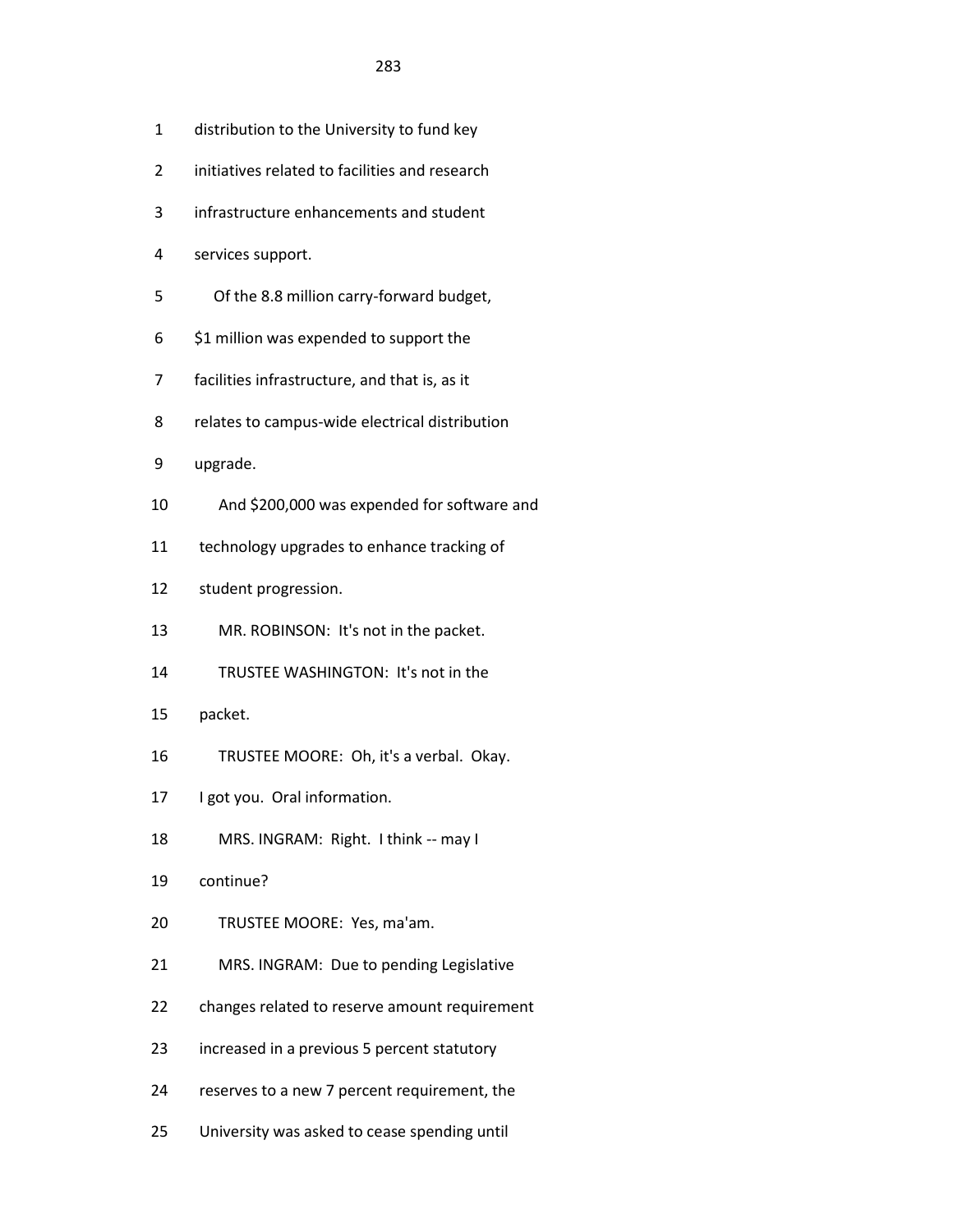1 distribution to the University to fund key

2 initiatives related to facilities and research

3 infrastructure enhancements and student

4 services support.

5 Of the 8.8 million carry-forward budget,

6 $1 million was expended to support the

7 facilities infrastructure, and that is, as it

8 relates to campus-wide electrical distribution

9 upgrade.

10 And $200,000 was expended for software and

11 technology upgrades to enhance tracking of

12 student progression.

13 MR. ROBINSON: It's not in the packet.

14 TRUSTEE WASHINGTON: It's not in the

15 packet.

16 TRUSTEE MOORE: Oh, it's a verbal. Okay.

17 I got you. Oral information.

18 MRS. INGRAM: Right. I think -- may I

19 continue?

20 TRUSTEE MOORE: Yes, ma'am.

21 MRS. INGRAM: Due to pending Legislative

22 changes related to reserve amount requirement

23 increased in a previous 5 percent statutory

24 reserves to a new 7 percent requirement, the

25 University was asked to cease spending until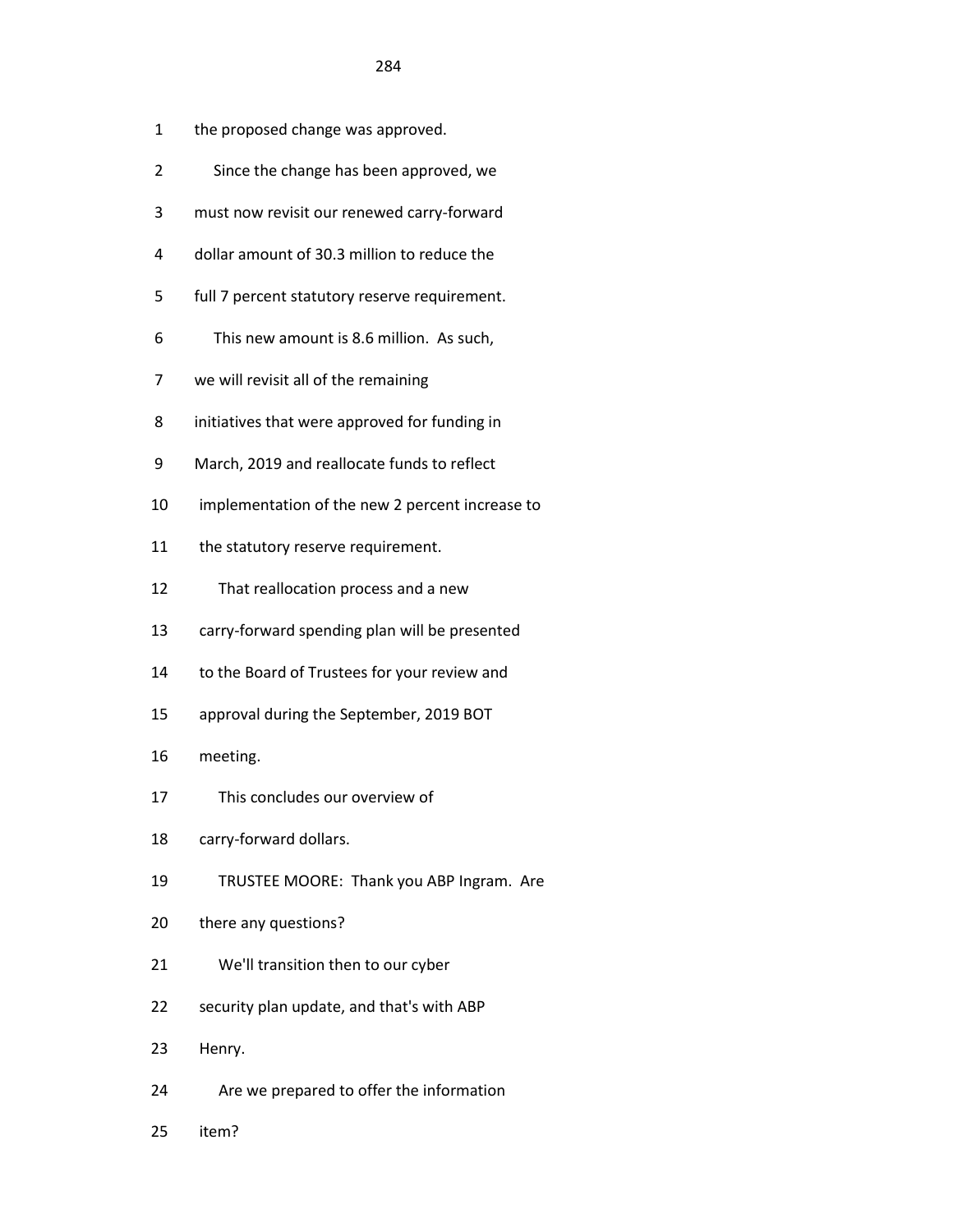1 the proposed change was approved.

2 Since the change has been approved, we

3 must now revisit our renewed carry-forward

4 dollar amount of 30.3 million to reduce the

5 full 7 percent statutory reserve requirement.

6 This new amount is 8.6 million. As such,

7 we will revisit all of the remaining

8 initiatives that were approved for funding in

9 March, 2019 and reallocate funds to reflect

10 implementation of the new 2 percent increase to

11 the statutory reserve requirement.

12 That reallocation process and a new

13 carry-forward spending plan will be presented

14 to the Board of Trustees for your review and

15 approval during the September, 2019 BOT

16 meeting.

17 This concludes our overview of

18 carry-forward dollars.

19 TRUSTEE MOORE: Thank you ABP Ingram. Are

20 there any questions?

21 We'll transition then to our cyber

22 security plan update, and that's with ABP

23 Henry.

24 Are we prepared to offer the information

25 item?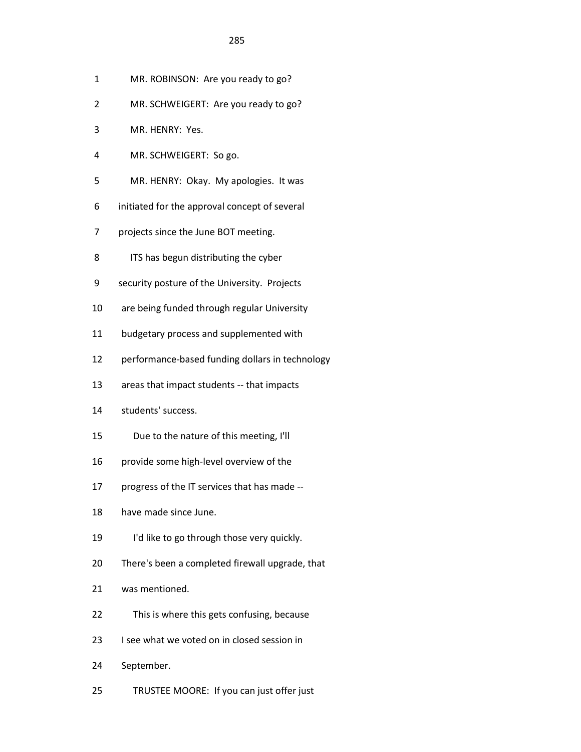1 MR. ROBINSON: Are you ready to go?

2 MR. SCHWEIGERT: Are you ready to go?

3 MR. HENRY: Yes.

4 MR. SCHWEIGERT: So go.

5 MR. HENRY: Okay. My apologies. It was

6 initiated for the approval concept of several

7 projects since the June BOT meeting.

8 ITS has begun distributing the cyber

9 security posture of the University. Projects

10 are being funded through regular University

11 budgetary process and supplemented with

12 performance-based funding dollars in technology

13 areas that impact students -- that impacts

14 students' success.

15 Due to the nature of this meeting, I'll

16 provide some high-level overview of the

17 progress of the IT services that has made --

18 have made since June.

19 I'd like to go through those very quickly.

20 There's been a completed firewall upgrade, that

21 was mentioned.

22 This is where this gets confusing, because

23 I see what we voted on in closed session in

24 September.

25 TRUSTEE MOORE: If you can just offer just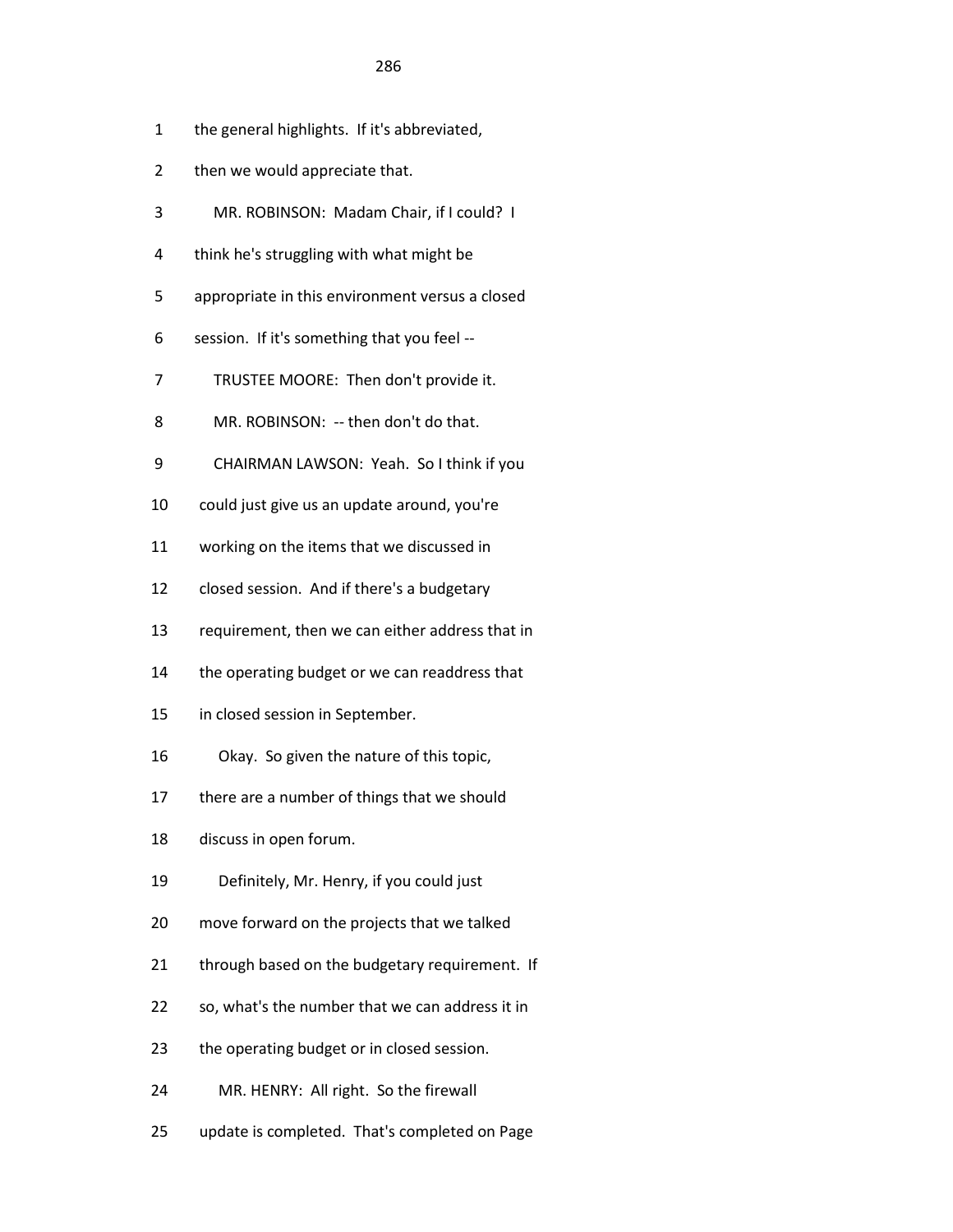1 the general highlights. If it's abbreviated,

2 then we would appreciate that.

3 MR. ROBINSON: Madam Chair, if I could? I

4 think he's struggling with what might be

5 appropriate in this environment versus a closed

6 session. If it's something that you feel --

7 TRUSTEE MOORE: Then don't provide it.

8 MR. ROBINSON: -- then don't do that.

9 CHAIRMAN LAWSON: Yeah. So I think if you

10 could just give us an update around, you're

11 working on the items that we discussed in

12 closed session. And if there's a budgetary

13 requirement, then we can either address that in

14 the operating budget or we can readdress that

15 in closed session in September.

16 Okay. So given the nature of this topic,

17 there are a number of things that we should

18 discuss in open forum.

19 Definitely, Mr. Henry, if you could just

20 move forward on the projects that we talked

21 through based on the budgetary requirement. If

22 so, what's the number that we can address it in

23 the operating budget or in closed session.

24 MR. HENRY: All right. So the firewall

25 update is completed. That's completed on Page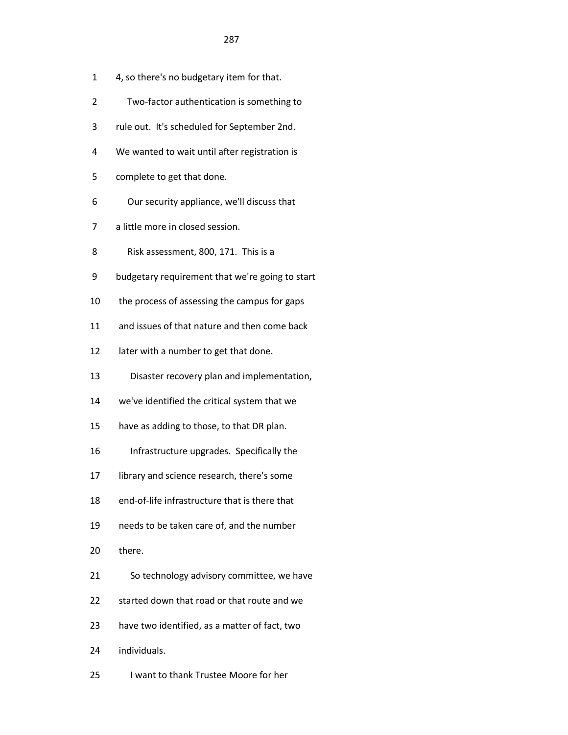1 4, so there's no budgetary item for that.

2 Two-factor authentication is something to

3 rule out. It's scheduled for September 2nd.

4 We wanted to wait until after registration is

5 complete to get that done.

6 Our security appliance, we'll discuss that

7 a little more in closed session.

8 Risk assessment, 800, 171. This is a

9 budgetary requirement that we're going to start

10 the process of assessing the campus for gaps

11 and issues of that nature and then come back

12 later with a number to get that done.

13 Disaster recovery plan and implementation,

14 we've identified the critical system that we

15 have as adding to those, to that DR plan.

16 Infrastructure upgrades. Specifically the

17 library and science research, there's some

18 end-of-life infrastructure that is there that

19 needs to be taken care of, and the number

20 there.

21 So technology advisory committee, we have

22 started down that road or that route and we

23 have two identified, as a matter of fact, two

24 individuals.

25 I want to thank Trustee Moore for her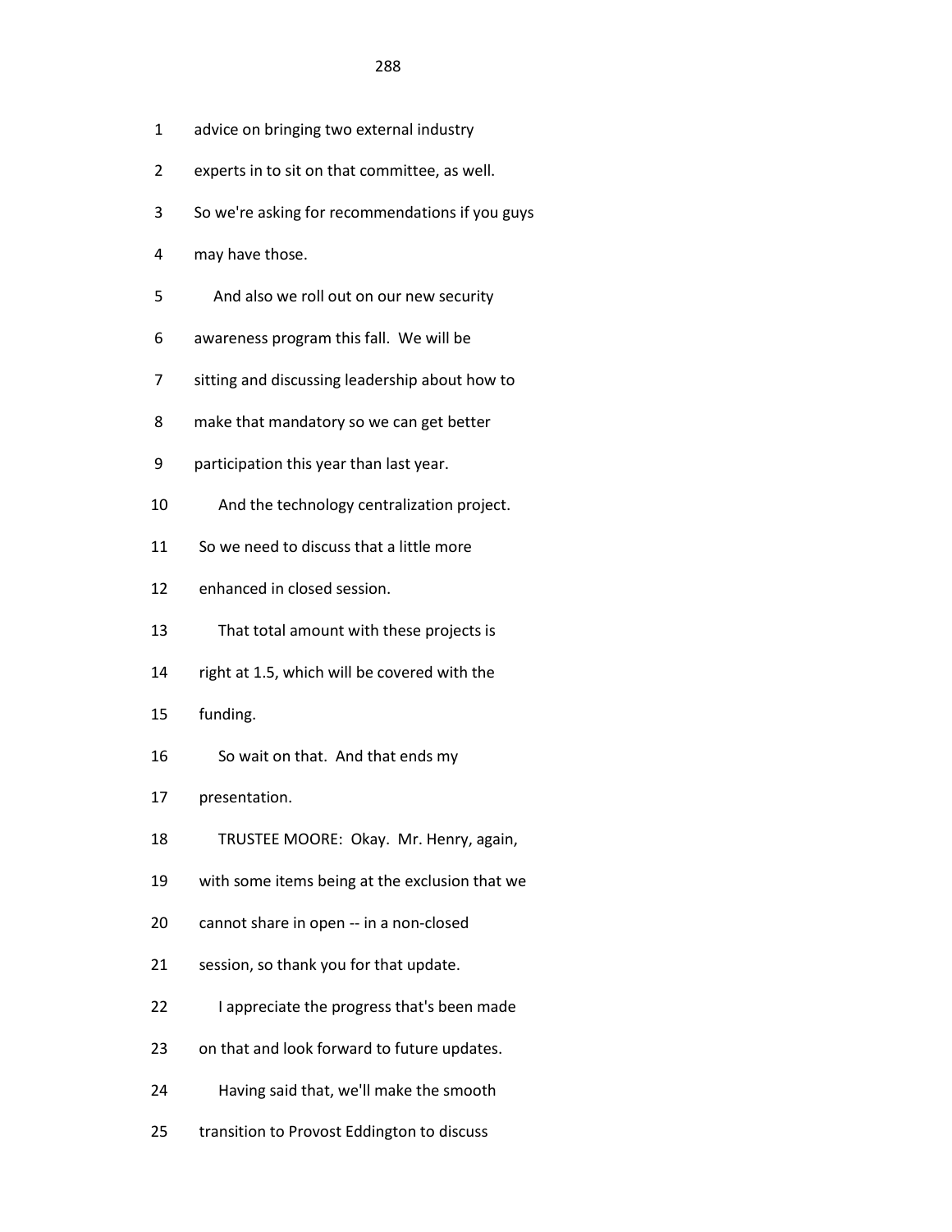1 advice on bringing two external industry

2 experts in to sit on that committee, as well.

3 So we're asking for recommendations if you guys

4 may have those.

5 And also we roll out on our new security

6 awareness program this fall. We will be

7 sitting and discussing leadership about how to

8 make that mandatory so we can get better

9 participation this year than last year.

10 And the technology centralization project.

11 So we need to discuss that a little more

12 enhanced in closed session.

13 That total amount with these projects is

14 right at 1.5, which will be covered with the

15 funding.

16 So wait on that. And that ends my

17 presentation.

18 TRUSTEE MOORE: Okay. Mr. Henry, again,

19 with some items being at the exclusion that we

20 cannot share in open -- in a non-closed

21 session, so thank you for that update.

22 I appreciate the progress that's been made

23 on that and look forward to future updates.

24 Having said that, we'll make the smooth

25 transition to Provost Eddington to discuss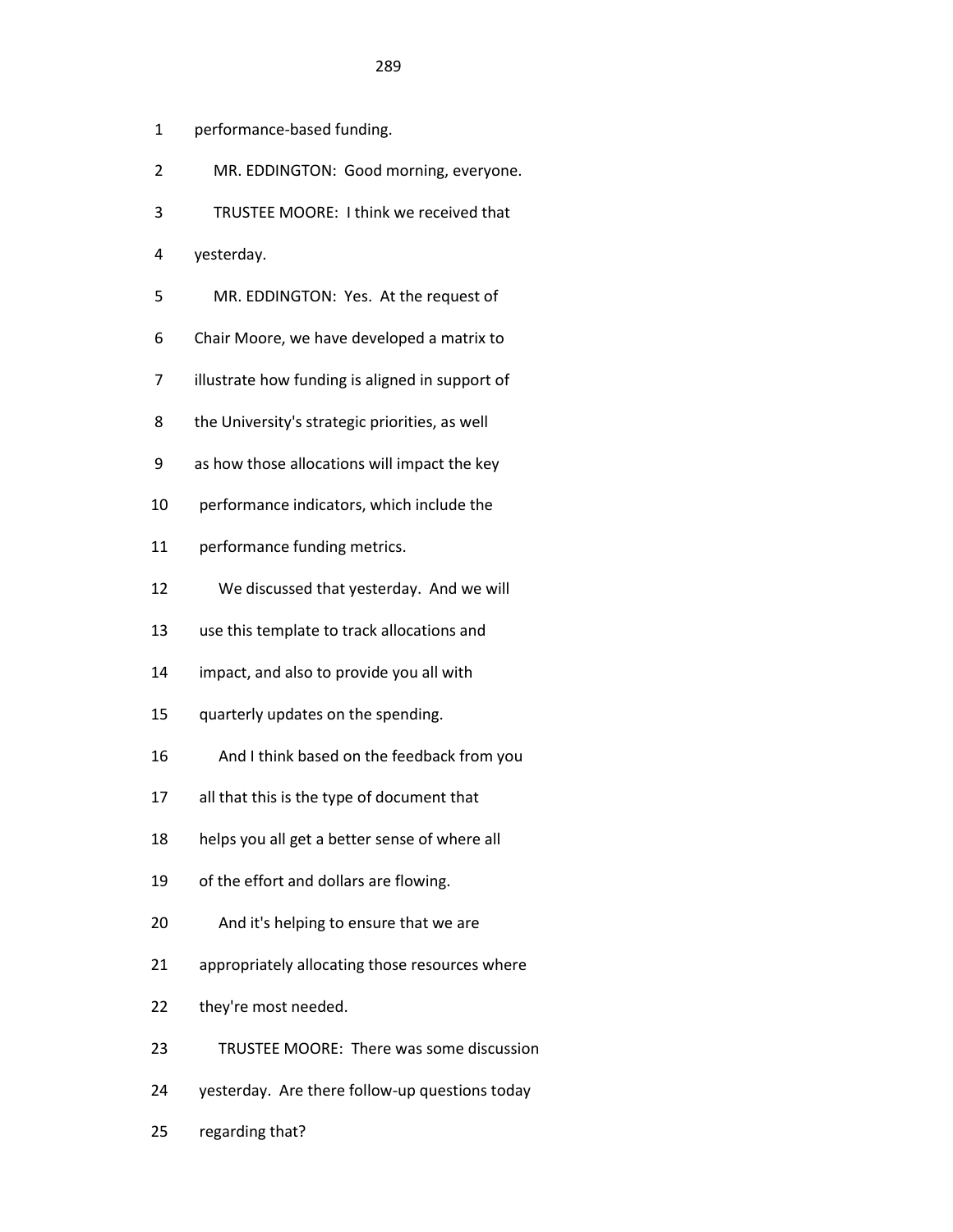1 performance-based funding.

2 MR. EDDINGTON: Good morning, everyone.

3 TRUSTEE MOORE: I think we received that

4 yesterday.

5 MR. EDDINGTON: Yes. At the request of

6 Chair Moore, we have developed a matrix to

7 illustrate how funding is aligned in support of

8 the University's strategic priorities, as well

9 as how those allocations will impact the key

10 performance indicators, which include the

11 performance funding metrics.

12 We discussed that yesterday. And we will

13 use this template to track allocations and

14 impact, and also to provide you all with

15 quarterly updates on the spending.

16 And I think based on the feedback from you

17 all that this is the type of document that

18 helps you all get a better sense of where all

19 of the effort and dollars are flowing.

20 And it's helping to ensure that we are

21 appropriately allocating those resources where

22 they're most needed.

23 TRUSTEE MOORE: There was some discussion

24 yesterday. Are there follow-up questions today

25 regarding that?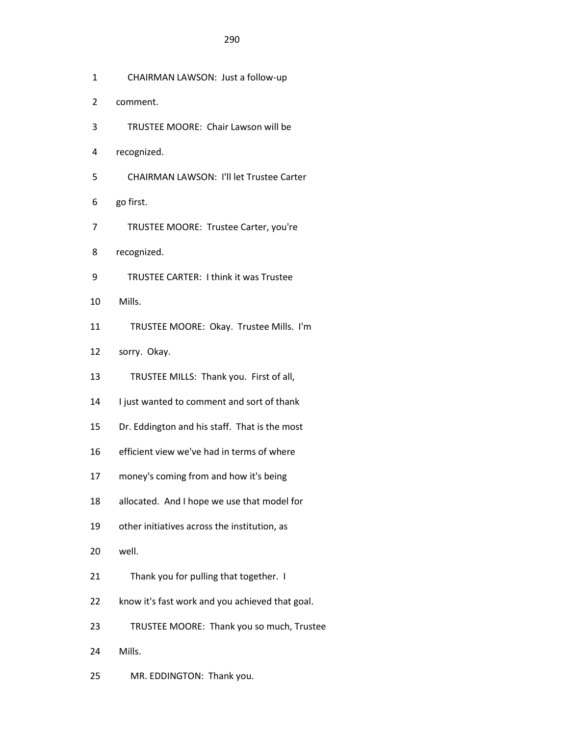1 CHAIRMAN LAWSON: Just a follow-up

2 comment.

3 TRUSTEE MOORE: Chair Lawson will be

4 recognized.

5 CHAIRMAN LAWSON: I'll let Trustee Carter

6 go first.

7 TRUSTEE MOORE: Trustee Carter, you're

8 recognized.

9 TRUSTEE CARTER: I think it was Trustee

10 Mills.

11 TRUSTEE MOORE: Okay. Trustee Mills. I'm

12 sorry. Okay.

13 TRUSTEE MILLS: Thank you. First of all,

14 I just wanted to comment and sort of thank

15 Dr. Eddington and his staff. That is the most

16 efficient view we've had in terms of where

17 money's coming from and how it's being

18 allocated. And I hope we use that model for

19 other initiatives across the institution, as

20 well.

21 Thank you for pulling that together. I

22 know it's fast work and you achieved that goal.

23 TRUSTEE MOORE: Thank you so much, Trustee

24 Mills.

25 MR. EDDINGTON: Thank you.